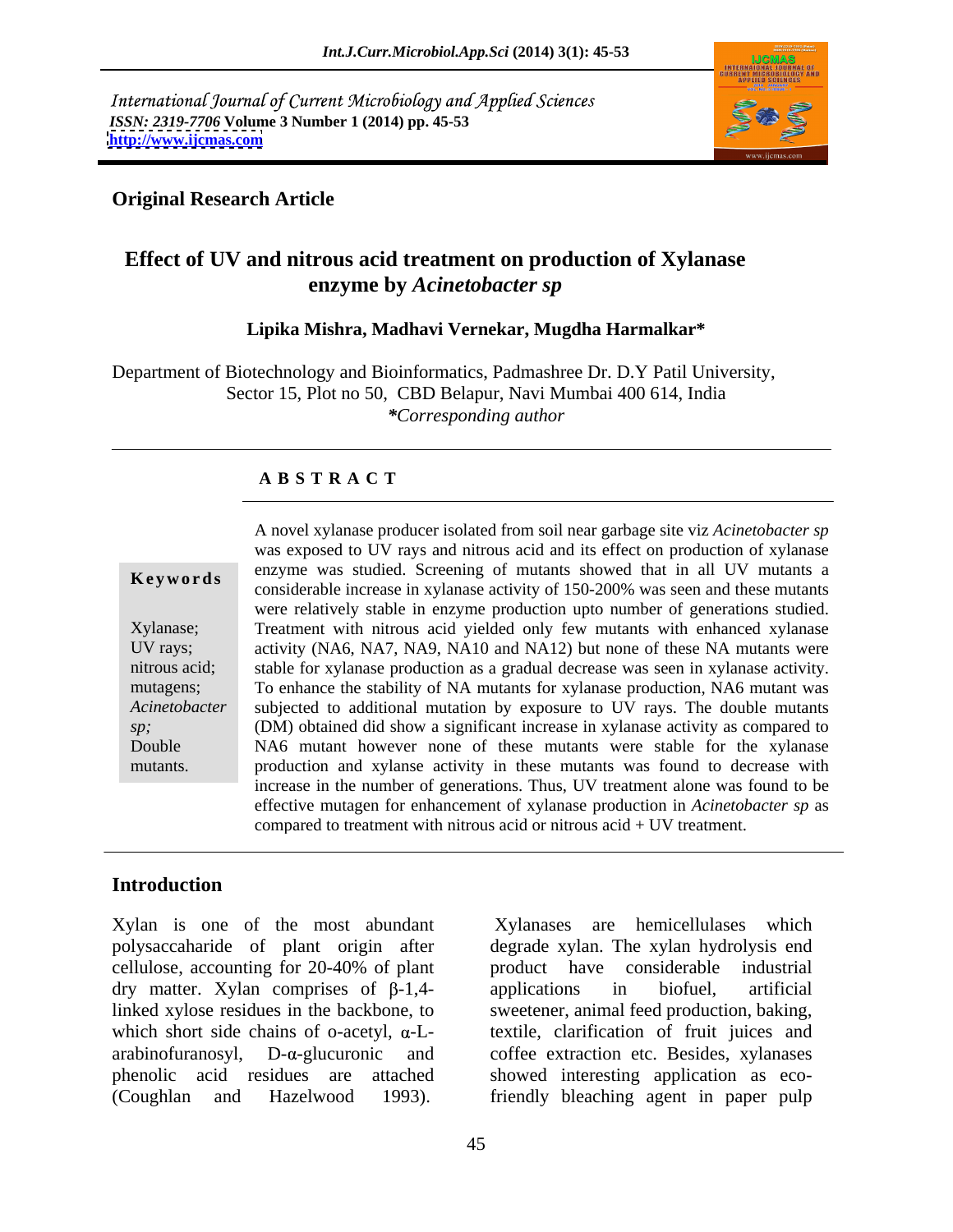International Journal of Current Microbiology and Applied Sciences
*ISSN: 2319-7706* **Volume 3 Number 1 (2014) pp. 45-53**
**http://www.ijcmas.com**

**Original Research Article**

# Effect of UV and nitrous acid treatment on production of Xylanase enzyme by *Acinetobacter sp*

**Lipika Mishra, Madhavi Vernekar, Mugdha Harmalkar***

Department of Biotechnology and Bioinformatics, Padmashree Dr. D.Y Patil University, Sector 15, Plot no 50, CBD Belapur, Navi Mumbai 400 614, India
**Corresponding author*

## A B S T R A C T

**Keywords**

Xylanase; UV rays; nitrous acid; mutagens; *Acinetobacter sp;* Double mutants.

A novel xylanase producer isolated from soil near garbage site viz *Acinetobacter sp* was exposed to UV rays and nitrous acid and its effect on production of xylanase enzyme was studied. Screening of mutants showed that in all UV mutants a considerable increase in xylanase activity of 150-200% was seen and these mutants were relatively stable in enzyme production upto number of generations studied. Treatment with nitrous acid yielded only few mutants with enhanced xylanase activity (NA6, NA7, NA9, NA10 and NA12) but none of these NA mutants were stable for xylanase production as a gradual decrease was seen in xylanase activity. To enhance the stability of NA mutants for xylanase production, NA6 mutant was subjected to additional mutation by exposure to UV rays. The double mutants (DM) obtained did show a significant increase in xylanase activity as compared to NA6 mutant however none of these mutants were stable for the xylanase production and xylanse activity in these mutants was found to decrease with increase in the number of generations. Thus, UV treatment alone was found to be effective mutagen for enhancement of xylanase production in *Acinetobacter sp* as compared to treatment with nitrous acid or nitrous acid + UV treatment.

## Introduction

Xylan is one of the most abundant polysaccaharide of plant origin after cellulose, accounting for 20-40% of plant dry matter. Xylan comprises of β-1,4-linked xylose residues in the backbone, to which short side chains of o-acetyl, α-L-arabinofuranosyl, D-α-glucuronic and phenolic acid residues are attached (Coughlan and Hazelwood 1993).

Xylanases are hemicellulases which degrade xylan. The xylan hydrolysis end product have considerable industrial applications in biofuel, artificial sweetener, animal feed production, baking, textile, clarification of fruit juices and coffee extraction etc. Besides, xylanases showed interesting application as eco-friendly bleaching agent in paper pulp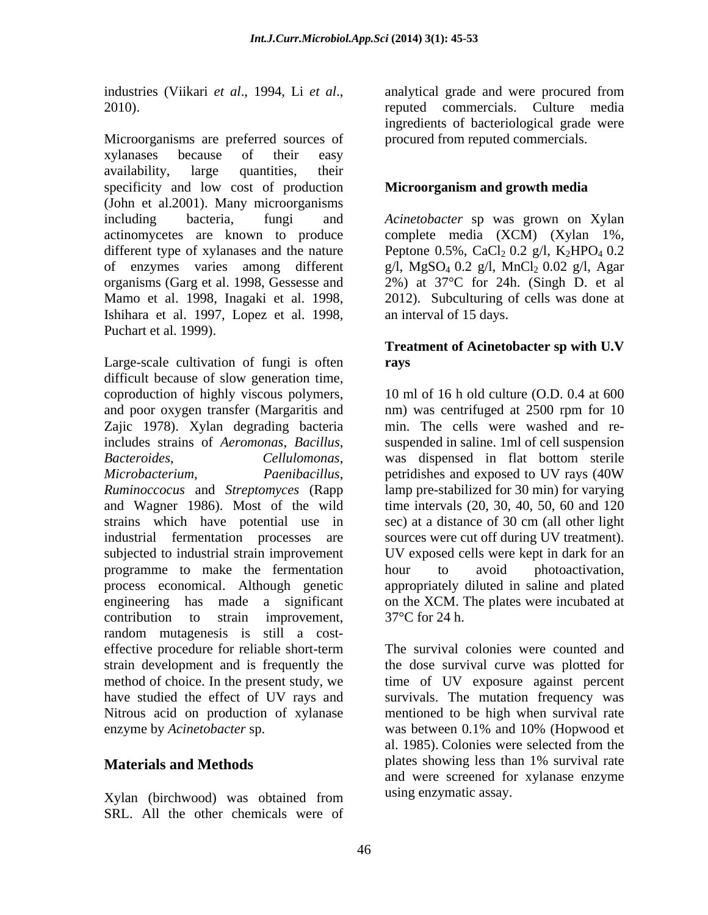industries (Viikari *et al*., 1994, Li *et al*., 2010).

Microorganisms are preferred sources of xylanases because of their easy availability, large quantities, their specificity and low cost of production (John et al.2001). Many microorganisms including bacteria, fungi and actinomycetes are known to produce different type of xylanases and the nature of enzymes varies among different organisms (Garg et al. 1998, Gessesse and Mamo et al. 1998, Inagaki et al. 1998, Ishihara et al. 1997, Lopez et al. 1998, Puchart et al. 1999).

Large-scale cultivation of fungi is often difficult because of slow generation time, coproduction of highly viscous polymers, and poor oxygen transfer (Margaritis and Zajic 1978). Xylan degrading bacteria includes strains of *Aeromonas*, *Bacillus*, *Bacteroides*, *Cellulomonas*, *Microbacterium*, *Paenibacillus*, *Ruminoccocus* and *Streptomyces* (Rapp and Wagner 1986). Most of the wild strains which have potential use in industrial fermentation processes are subjected to industrial strain improvement programme to make the fermentation process economical. Although genetic engineering has made a significant contribution to strain improvement, random mutagenesis is still a cost-effective procedure for reliable short-term strain development and is frequently the method of choice. In the present study, we have studied the effect of UV rays and Nitrous acid on production of xylanase enzyme by *Acinetobacter* sp.

## Materials and Methods

Xylan (birchwood) was obtained from SRL. All the other chemicals were of analytical grade and were procured from reputed commercials. Culture media ingredients of bacteriological grade were procured from reputed commercials.

### Microorganism and growth media

*Acinetobacter* sp was grown on Xylan complete media (XCM) (Xylan 1%, Peptone 0.5%, $CaCl_2$ 0.2 g/l, $K_2HPO_4$ 0.2 g/l, $MgSO_4$ 0.2 g/l, $MnCl_2$ 0.02 g/l, Agar 2%) at 37°C for 24h. (Singh D. et al 2012). Subculturing of cells was done at an interval of 15 days.

### Treatment of Acinetobacter sp with U.V rays

10 ml of 16 h old culture (O.D. 0.4 at 600 nm) was centrifuged at 2500 rpm for 10 min. The cells were washed and re-suspended in saline. 1ml of cell suspension was dispensed in flat bottom sterile petridishes and exposed to UV rays (40W lamp pre-stabilized for 30 min) for varying time intervals (20, 30, 40, 50, 60 and 120 sec) at a distance of 30 cm (all other light sources were cut off during UV treatment). UV exposed cells were kept in dark for an hour to avoid photoactivation, appropriately diluted in saline and plated on the XCM. The plates were incubated at 37°C for 24 h.

The survival colonies were counted and the dose survival curve was plotted for time of UV exposure against percent survivals. The mutation frequency was mentioned to be high when survival rate was between 0.1% and 10% (Hopwood et al. 1985). Colonies were selected from the plates showing less than 1% survival rate and were screened for xylanase enzyme using enzymatic assay.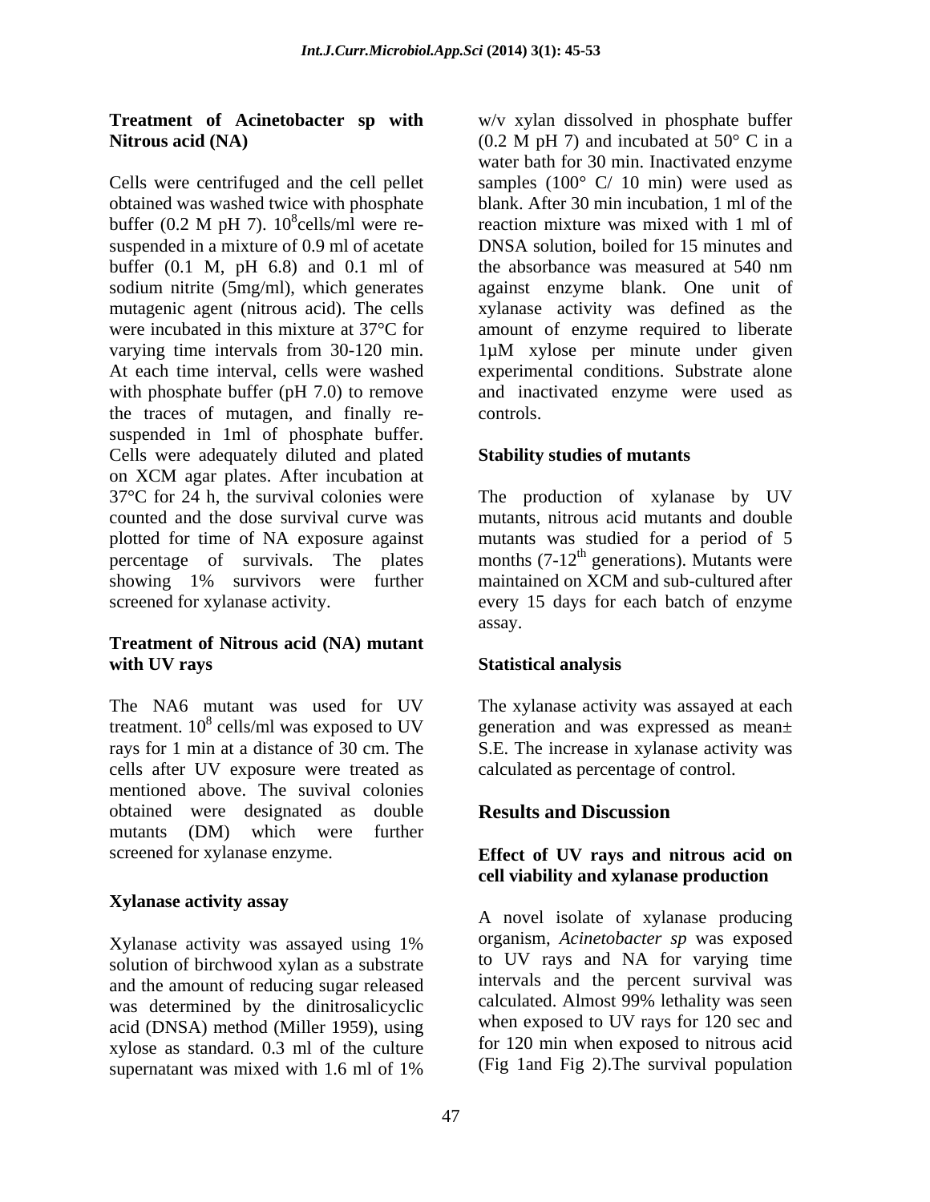### Treatment of Acinetobacter sp with Nitrous acid (NA)

Cells were centrifuged and the cell pellet obtained was washed twice with phosphate buffer (0.2 M pH 7). $10^8$cells/ml were re-suspended in a mixture of 0.9 ml of acetate buffer (0.1 M, pH 6.8) and 0.1 ml of sodium nitrite (5mg/ml), which generates mutagenic agent (nitrous acid). The cells were incubated in this mixture at 37°C for varying time intervals from 30-120 min. At each time interval, cells were washed with phosphate buffer (pH 7.0) to remove the traces of mutagen, and finally re-suspended in 1ml of phosphate buffer. Cells were adequately diluted and plated on XCM agar plates. After incubation at 37°C for 24 h, the survival colonies were counted and the dose survival curve was plotted for time of NA exposure against percentage of survivals. The plates showing 1% survivors were further screened for xylanase activity.

### Treatment of Nitrous acid (NA) mutant with UV rays

The NA6 mutant was used for UV treatment. $10^8$ cells/ml was exposed to UV rays for 1 min at a distance of 30 cm. The cells after UV exposure were treated as mentioned above. The suvival colonies obtained were designated as double mutants (DM) which were further screened for xylanase enzyme.

### Xylanase activity assay

Xylanase activity was assayed using 1% solution of birchwood xylan as a substrate and the amount of reducing sugar released was determined by the dinitrosalicyclic acid (DNSA) method (Miller 1959), using xylose as standard. 0.3 ml of the culture supernatant was mixed with 1.6 ml of 1% w/v xylan dissolved in phosphate buffer (0.2 M pH 7) and incubated at 50° C in a water bath for 30 min. Inactivated enzyme samples (100° C/ 10 min) were used as blank. After 30 min incubation, 1 ml of the reaction mixture was mixed with 1 ml of DNSA solution, boiled for 15 minutes and the absorbance was measured at 540 nm against enzyme blank. One unit of xylanase activity was defined as the amount of enzyme required to liberate 1µM xylose per minute under given experimental conditions. Substrate alone and inactivated enzyme were used as controls.

### Stability studies of mutants

The production of xylanase by UV mutants, nitrous acid mutants and double mutants was studied for a period of 5 months (7-12$^{th}$ generations). Mutants were maintained on XCM and sub-cultured after every 15 days for each batch of enzyme assay.

### Statistical analysis

The xylanase activity was assayed at each generation and was expressed as mean± S.E. The increase in xylanase activity was calculated as percentage of control.

## Results and Discussion

### Effect of UV rays and nitrous acid on cell viability and xylanase production

A novel isolate of xylanase producing organism, *Acinetobacter sp* was exposed to UV rays and NA for varying time intervals and the percent survival was calculated. Almost 99% lethality was seen when exposed to UV rays for 120 sec and for 120 min when exposed to nitrous acid (Fig 1and Fig 2).The survival population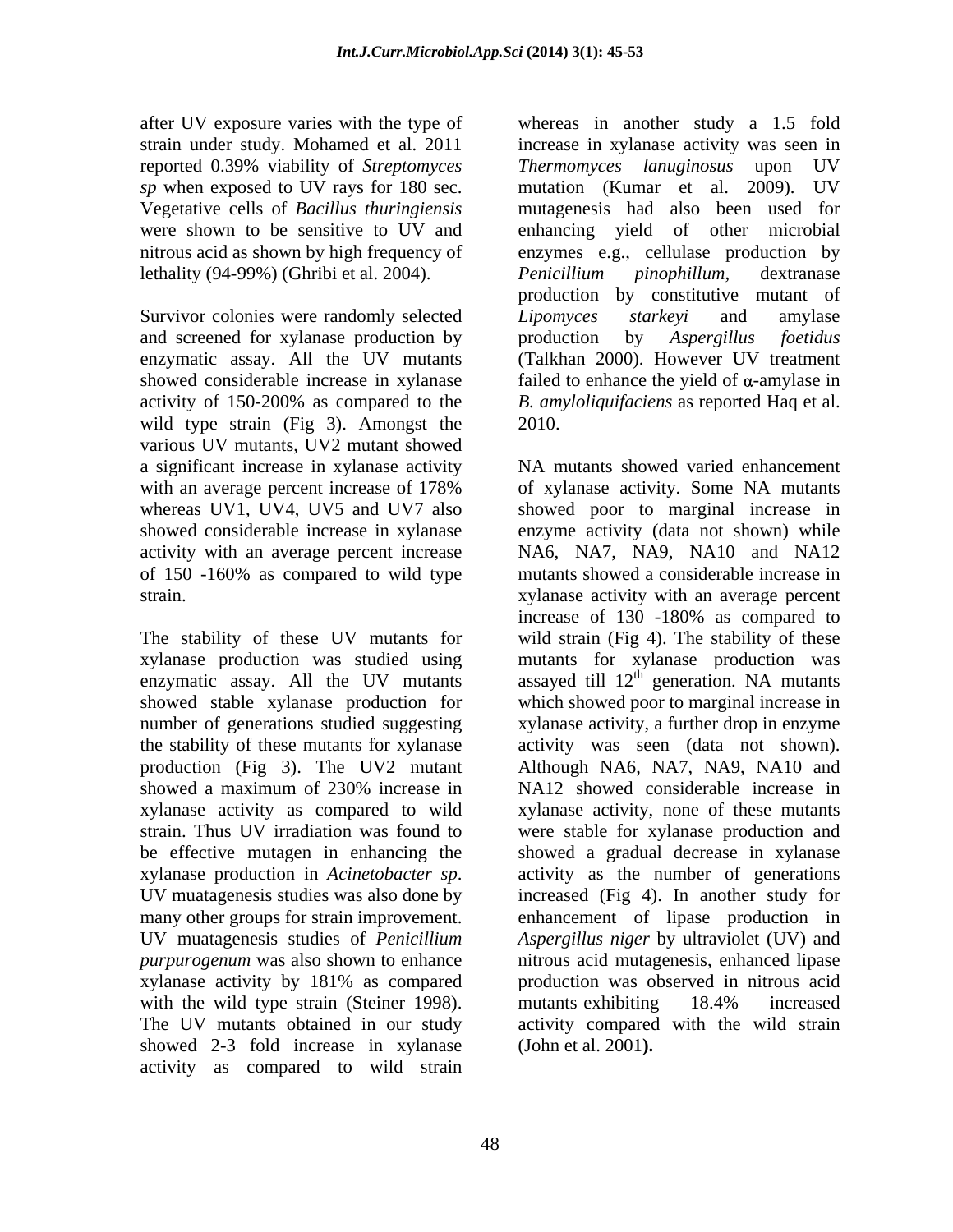after UV exposure varies with the type of strain under study. Mohamed et al. 2011 reported 0.39% viability of *Streptomyces sp* when exposed to UV rays for 180 sec. Vegetative cells of *Bacillus thuringiensis* were shown to be sensitive to UV and nitrous acid as shown by high frequency of lethality (94-99%) (Ghribi et al. 2004).

Survivor colonies were randomly selected and screened for xylanase production by enzymatic assay. All the UV mutants showed considerable increase in xylanase activity of 150-200% as compared to the wild type strain (Fig 3). Amongst the various UV mutants, UV2 mutant showed a significant increase in xylanase activity with an average percent increase of 178% whereas UV1, UV4, UV5 and UV7 also showed considerable increase in xylanase activity with an average percent increase of 150 -160% as compared to wild type strain.

The stability of these UV mutants for xylanase production was studied using enzymatic assay. All the UV mutants showed stable xylanase production for number of generations studied suggesting the stability of these mutants for xylanase production (Fig 3). The UV2 mutant showed a maximum of 230% increase in xylanase activity as compared to wild strain. Thus UV irradiation was found to be effective mutagen in enhancing the xylanase production in *Acinetobacter sp*. UV muatagenesis studies was also done by many other groups for strain improvement. UV muatagenesis studies of *Penicillium purpurogenum* was also shown to enhance xylanase activity by 181% as compared with the wild type strain (Steiner 1998). The UV mutants obtained in our study showed 2-3 fold increase in xylanase activity as compared to wild strain whereas in another study a 1.5 fold increase in xylanase activity was seen in *Thermomyces lanuginosus* upon UV mutation (Kumar et al. 2009). UV mutagenesis had also been used for enhancing yield of other microbial enzymes e.g., cellulase production by *Penicillium pinophillum*, dextranase production by constitutive mutant of *Lipomyces starkeyi* and amylase production by *Aspergillus foetidus* (Talkhan 2000). However UV treatment failed to enhance the yield of α-amylase in *B. amyloliquifaciens* as reported Haq et al. 2010.

NA mutants showed varied enhancement of xylanase activity. Some NA mutants showed poor to marginal increase in enzyme activity (data not shown) while NA6, NA7, NA9, NA10 and NA12 mutants showed a considerable increase in xylanase activity with an average percent increase of 130 -180% as compared to wild strain (Fig 4). The stability of these mutants for xylanase production was assayed till 12$^{th}$ generation. NA mutants which showed poor to marginal increase in xylanase activity, a further drop in enzyme activity was seen (data not shown). Although NA6, NA7, NA9, NA10 and NA12 showed considerable increase in xylanase activity, none of these mutants were stable for xylanase production and showed a gradual decrease in xylanase activity as the number of generations increased (Fig 4). In another study for enhancement of lipase production in *Aspergillus niger* by ultraviolet (UV) and nitrous acid mutagenesis, enhanced lipase production was observed in nitrous acid mutants exhibiting 18.4% increased activity compared with the wild strain (John et al. 2001**).**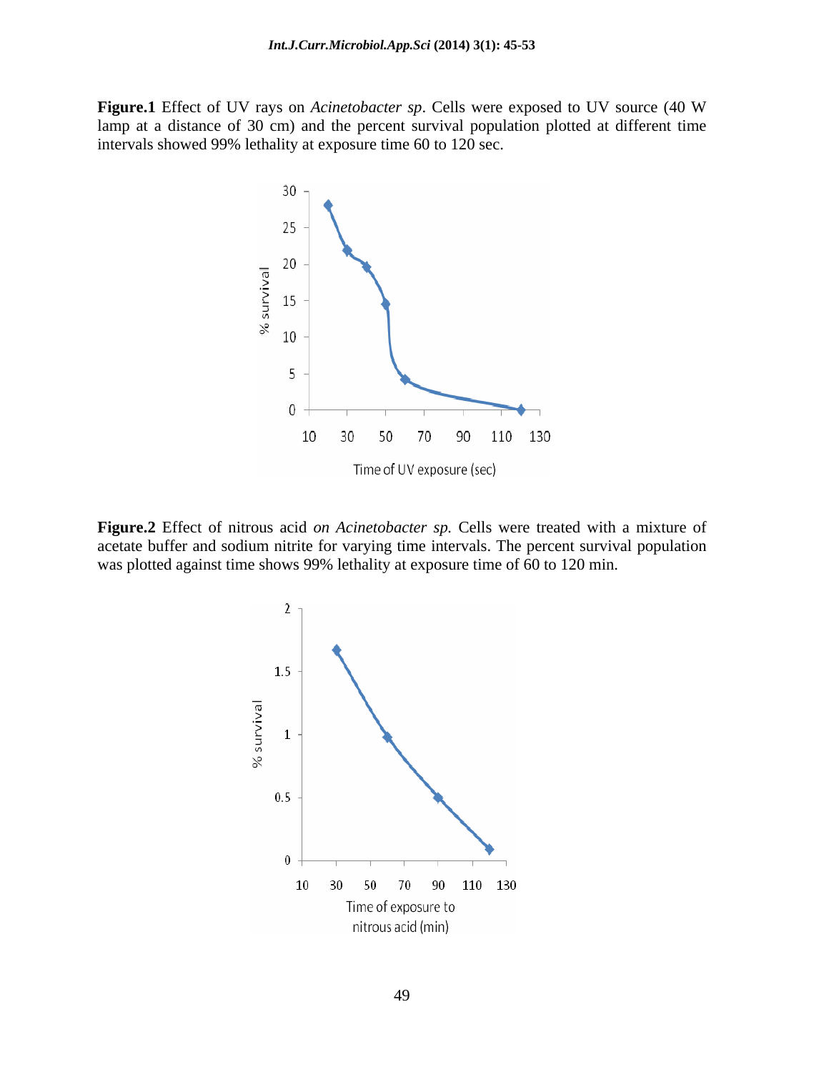**Figure.1** Effect of UV rays on *Acinetobacter sp*. Cells were exposed to UV source (40 W lamp at a distance of 30 cm) and the percent survival population plotted at different time intervals showed 99% lethality at exposure time 60 to 120 sec.

**Figure.2** Effect of nitrous acid *on Acinetobacter sp.* Cells were treated with a mixture of acetate buffer and sodium nitrite for varying time intervals. The percent survival population was plotted against time shows 99% lethality at exposure time of 60 to 120 min.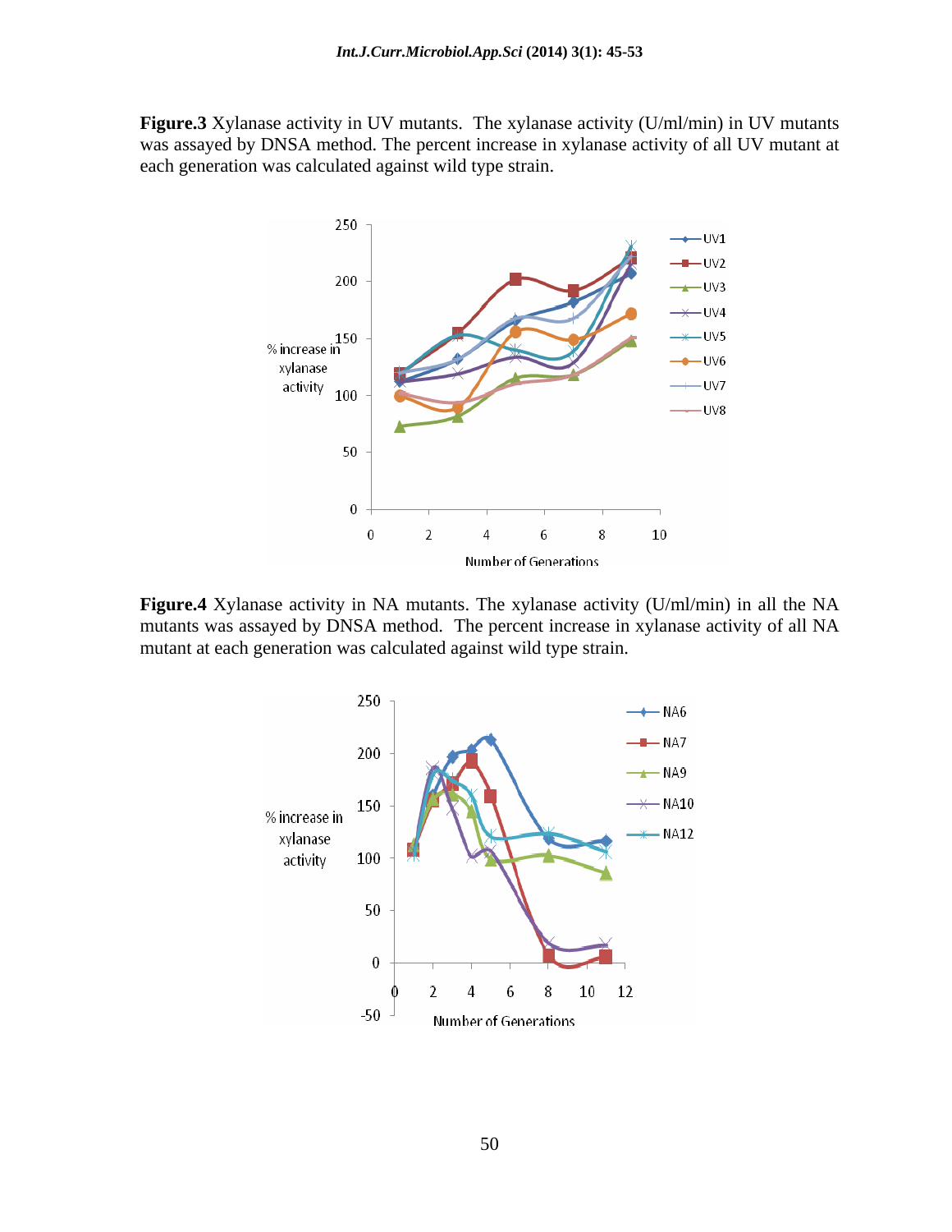**Figure.3** Xylanase activity in UV mutants. The xylanase activity (U/ml/min) in UV mutants was assayed by DNSA method. The percent increase in xylanase activity of all UV mutant at each generation was calculated against wild type strain.

**Figure.4** Xylanase activity in NA mutants. The xylanase activity (U/ml/min) in all the NA mutants was assayed by DNSA method. The percent increase in xylanase activity of all NA mutant at each generation was calculated against wild type strain.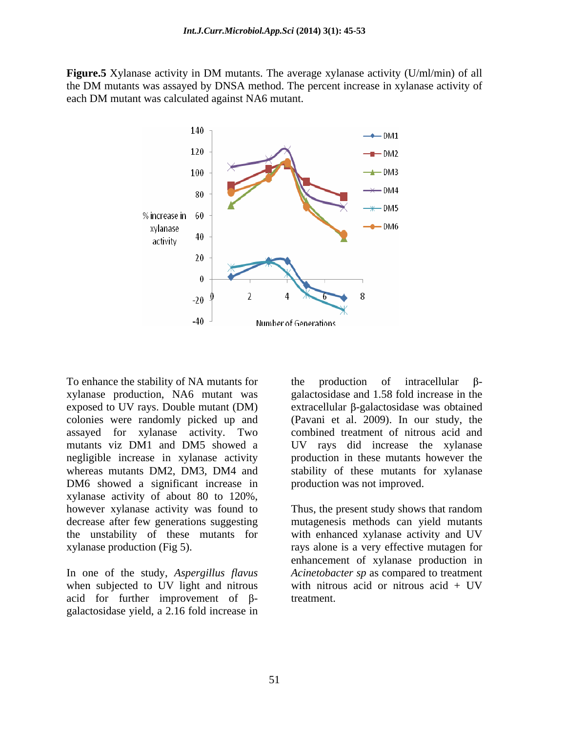**Figure.5** Xylanase activity in DM mutants. The average xylanase activity (U/ml/min) of all the DM mutants was assayed by DNSA method. The percent increase in xylanase activity of each DM mutant was calculated against NA6 mutant.

To enhance the stability of NA mutants for xylanase production, NA6 mutant was exposed to UV rays. Double mutant (DM) colonies were randomly picked up and assayed for xylanase activity. Two mutants viz DM1 and DM5 showed a negligible increase in xylanase activity whereas mutants DM2, DM3, DM4 and DM6 showed a significant increase in xylanase activity of about 80 to 120%, however xylanase activity was found to decrease after few generations suggesting the unstability of these mutants for xylanase production (Fig 5).

In one of the study, *Aspergillus flavus* when subjected to UV light and nitrous acid for further improvement of β-galactosidase yield, a 2.16 fold increase in the production of intracellular β-galactosidase and 1.58 fold increase in the extracellular β-galactosidase was obtained (Pavani et al. 2009). In our study, the combined treatment of nitrous acid and UV rays did increase the xylanase production in these mutants however the stability of these mutants for xylanase production was not improved.

Thus, the present study shows that random mutagenesis methods can yield mutants with enhanced xylanase activity and UV rays alone is a very effective mutagen for enhancement of xylanase production in *Acinetobacter sp* as compared to treatment with nitrous acid or nitrous acid + UV treatment.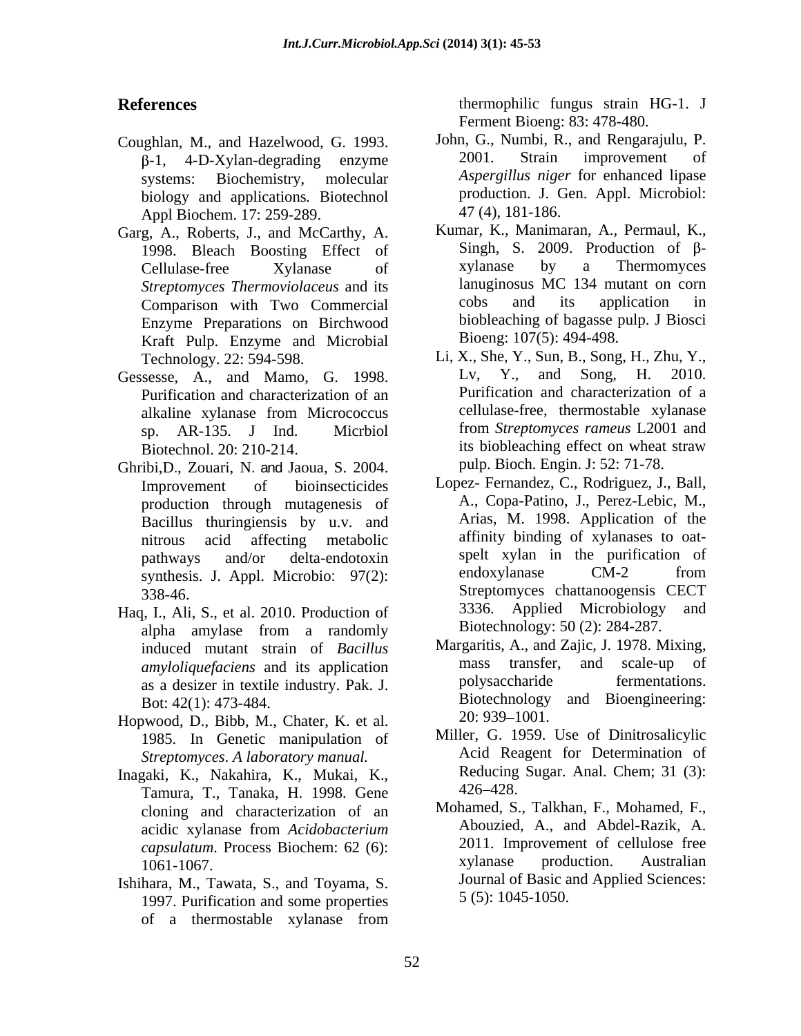## References

Coughlan, M., and Hazelwood, G. 1993. β-1, 4-D-Xylan-degrading enzyme systems: Biochemistry, molecular biology and applications. Biotechnol Appl Biochem. 17: 259-289.

Garg, A., Roberts, J., and McCarthy, A. 1998. Bleach Boosting Effect of Cellulase-free Xylanase of *Streptomyces Thermoviolaceus* and its Comparison with Two Commercial Enzyme Preparations on Birchwood Kraft Pulp. Enzyme and Microbial Technology. 22: 594-598.

Gessesse, A., and Mamo, G. 1998. Purification and characterization of an alkaline xylanase from Micrococcus sp. AR-135. J Ind. Micrbiol Biotechnol. 20: 210-214.

Ghribi,D., Zouari, N. and Jaoua, S. 2004. Improvement of bioinsecticides production through mutagenesis of Bacillus thuringiensis by u.v. and nitrous acid affecting metabolic pathways and/or delta-endotoxin synthesis. J. Appl. Microbio: 97(2): 338-46.

Haq, I., Ali, S., et al. 2010. Production of alpha amylase from a randomly induced mutant strain of *Bacillus amyloliquefaciens* and its application as a desizer in textile industry. Pak. J. Bot: 42(1): 473-484.

Hopwood, D., Bibb, M., Chater, K. et al. 1985. In Genetic manipulation of *Streptomyces*. *A laboratory manual.*

Inagaki, K., Nakahira, K., Mukai, K., Tamura, T., Tanaka, H. 1998. Gene cloning and characterization of an acidic xylanase from *Acidobacterium capsulatum*. Process Biochem: 62 (6): 1061-1067.

Ishihara, M., Tawata, S., and Toyama, S. 1997. Purification and some properties of a thermostable xylanase from thermophilic fungus strain HG-1. J Ferment Bioeng: 83: 478-480.

John, G., Numbi, R., and Rengarajulu, P. 2001. Strain improvement of *Aspergillus niger* for enhanced lipase production. J. Gen. Appl. Microbiol: 47 (4), 181-186.

Kumar, K., Manimaran, A., Permaul, K., Singh, S. 2009. Production of β-xylanase by a Thermomyces lanuginosus MC 134 mutant on corn cobs and its application in biobleaching of bagasse pulp. J Biosci Bioeng: 107(5): 494-498.

Li, X., She, Y., Sun, B., Song, H., Zhu, Y., Lv, Y., and Song, H. 2010. Purification and characterization of a cellulase-free, thermostable xylanase from *Streptomyces rameus* L2001 and its biobleaching effect on wheat straw pulp. Bioch. Engin. J: 52: 71-78.

Lopez- Fernandez, C., Rodriguez, J., Ball, A., Copa-Patino, J., Perez-Lebic, M., Arias, M. 1998. Application of the affinity binding of xylanases to oat-spelt xylan in the purification of endoxylanase CM-2 from Streptomyces chattanoogensis CECT 3336. Applied Microbiology and Biotechnology: 50 (2): 284-287.

Margaritis, A., and Zajic, J. 1978. Mixing, mass transfer, and scale-up of polysaccharide fermentations. Biotechnology and Bioengineering: 20: 939–1001.

Miller, G. 1959. Use of Dinitrosalicylic Acid Reagent for Determination of Reducing Sugar. Anal. Chem; 31 (3): 426–428.

Mohamed, S., Talkhan, F., Mohamed, F., Abouzied, A., and Abdel-Razik, A. 2011. Improvement of cellulose free xylanase production. Australian Journal of Basic and Applied Sciences: 5 (5): 1045-1050.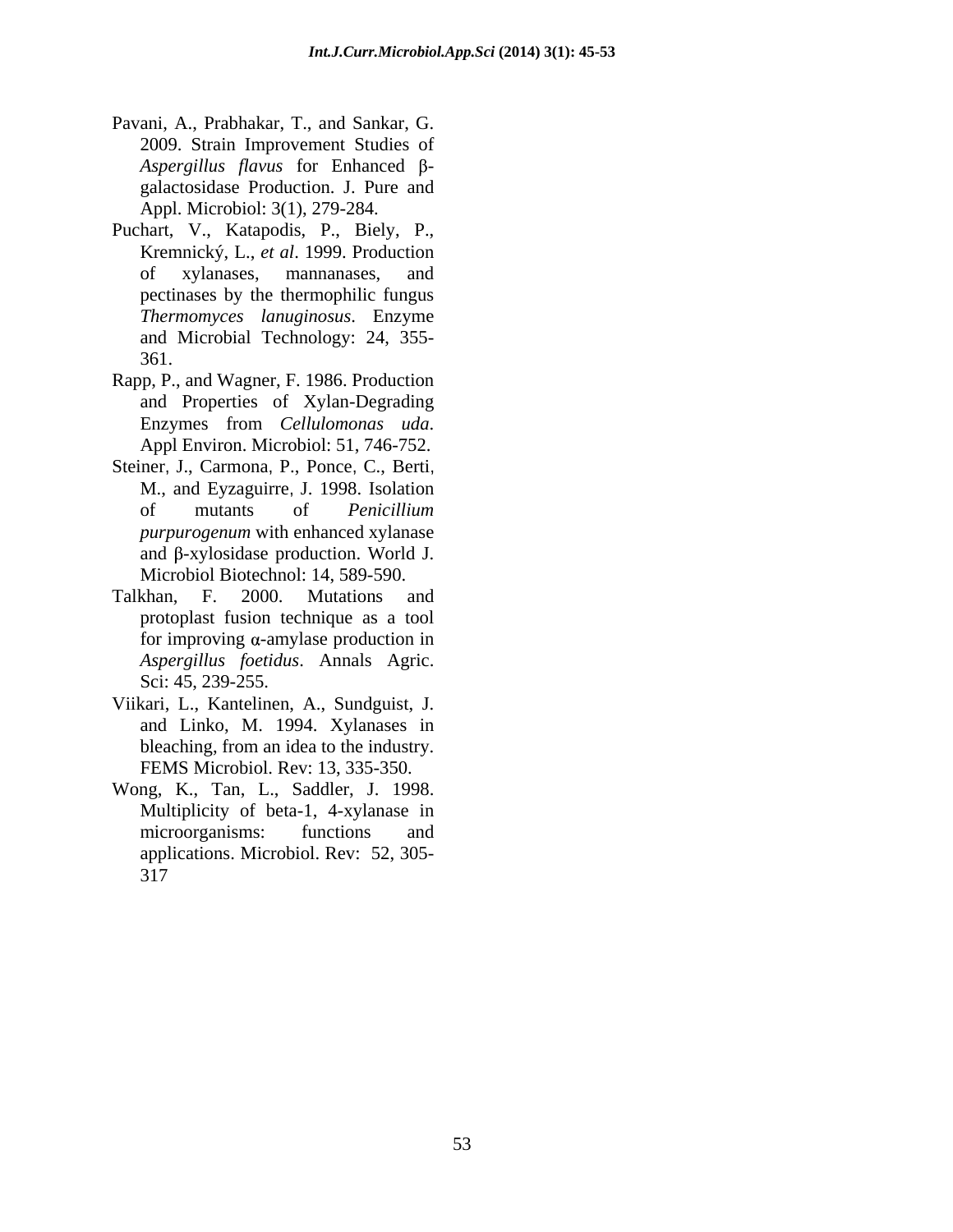Pavani, A., Prabhakar, T., and Sankar, G. 2009. Strain Improvement Studies of *Aspergillus flavus* for Enhanced β-galactosidase Production. J. Pure and Appl. Microbiol: 3(1), 279-284.

Puchart, V., Katapodis, P., Biely, P., Kremnický, L., *et al*. 1999. Production of xylanases, mannanases, and pectinases by the thermophilic fungus *Thermomyces lanuginosus*. Enzyme and Microbial Technology: 24, 355-361.

Rapp, P., and Wagner, F. 1986. Production and Properties of Xylan-Degrading Enzymes from *Cellulomonas uda*. Appl Environ. Microbiol: 51, 746-752.

Steiner, J., Carmona, P., Ponce, C., Berti, M., and Eyzaguirre, J. 1998. Isolation of mutants of *Penicillium purpurogenum* with enhanced xylanase and β-xylosidase production. World J. Microbiol Biotechnol: 14, 589-590.

Talkhan, F. 2000. Mutations and protoplast fusion technique as a tool for improving α-amylase production in *Aspergillus foetidus*. Annals Agric. Sci: 45, 239-255.

Viikari, L., Kantelinen, A., Sundguist, J. and Linko, M. 1994. Xylanases in bleaching, from an idea to the industry. FEMS Microbiol. Rev: 13, 335-350.

Wong, K., Tan, L., Saddler, J. 1998. Multiplicity of beta-1, 4-xylanase in microorganisms: functions and applications. Microbiol. Rev: 52, 305-317